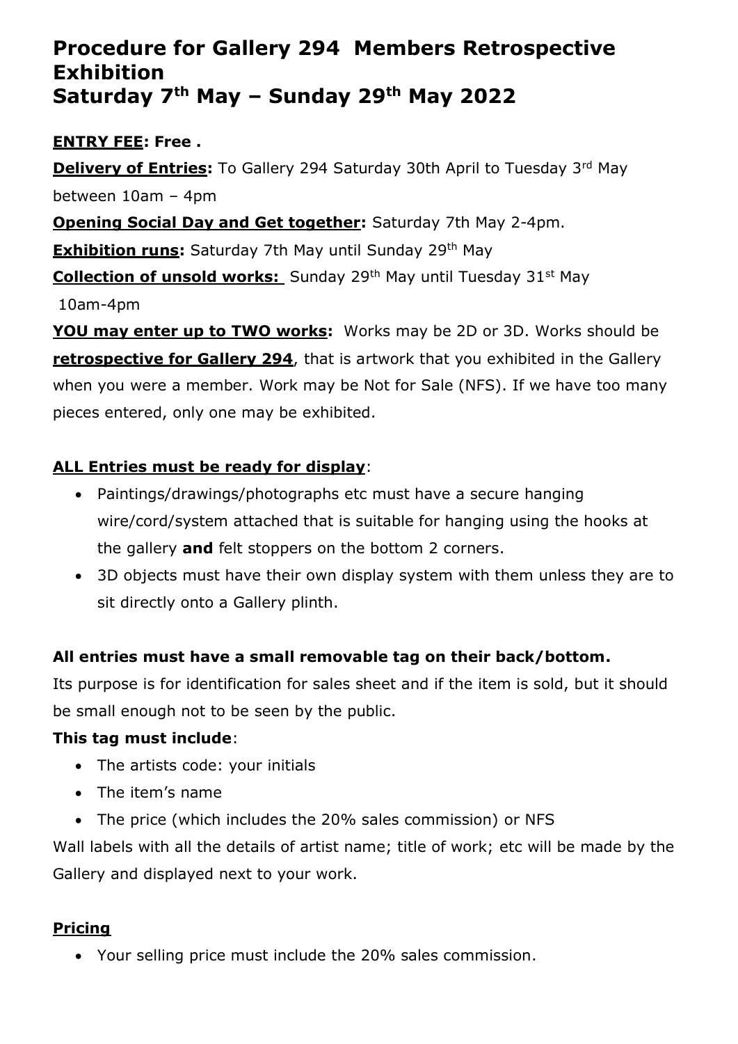# Procedure for Gallery 294 Members Retrospective Exhibition
# Saturday 7th May – Sunday 29th May 2022

**ENTRY FEE: Free .**

**Delivery of Entries:** To Gallery 294 Saturday 30th April to Tuesday 3rd May between 10am – 4pm

**Opening Social Day and Get together:** Saturday 7th May 2-4pm.

**Exhibition runs:** Saturday 7th May until Sunday 29th May

**Collection of unsold works:** Sunday 29th May until Tuesday 31st May 10am-4pm

**YOU may enter up to TWO works:** Works may be 2D or 3D. Works should be **retrospective for Gallery 294**, that is artwork that you exhibited in the Gallery when you were a member. Work may be Not for Sale (NFS). If we have too many pieces entered, only one may be exhibited.

**ALL Entries must be ready for display**:

- Paintings/drawings/photographs etc must have a secure hanging wire/cord/system attached that is suitable for hanging using the hooks at the gallery **and** felt stoppers on the bottom 2 corners.
- 3D objects must have their own display system with them unless they are to sit directly onto a Gallery plinth.

**All entries must have a small removable tag on their back/bottom.**

Its purpose is for identification for sales sheet and if the item is sold, but it should be small enough not to be seen by the public.

**This tag must include**:

- The artists code: your initials
- The item's name
- The price (which includes the 20% sales commission) or NFS

Wall labels with all the details of artist name; title of work; etc will be made by the Gallery and displayed next to your work.

**Pricing**

- Your selling price must include the 20% sales commission.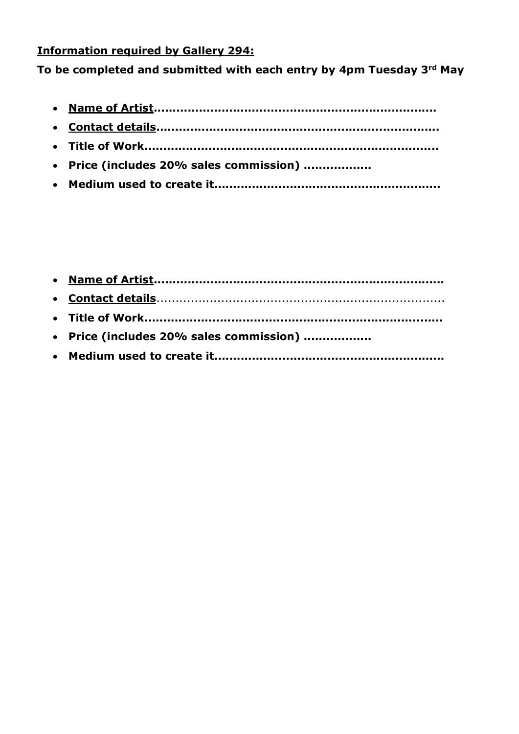**<u>Information required by Gallery 294:</u>**

**To be completed and submitted with each entry by 4pm Tuesday 3rd May**

- **<u>Name of Artist</u>............................................................................**
- **<u>Contact details</u>..........................................................................**
- **Title of Work..............................................................................**
- **Price (includes 20% sales commission) ..................**
- **Medium used to create it............................................................**

- **<u>Name of Artist</u>............................................................................**
- **<u>Contact details</u>**..........................................................................
- **Title of Work..............................................................................**
- **Price (includes 20% sales commission) ..................**
- **Medium used to create it............................................................**